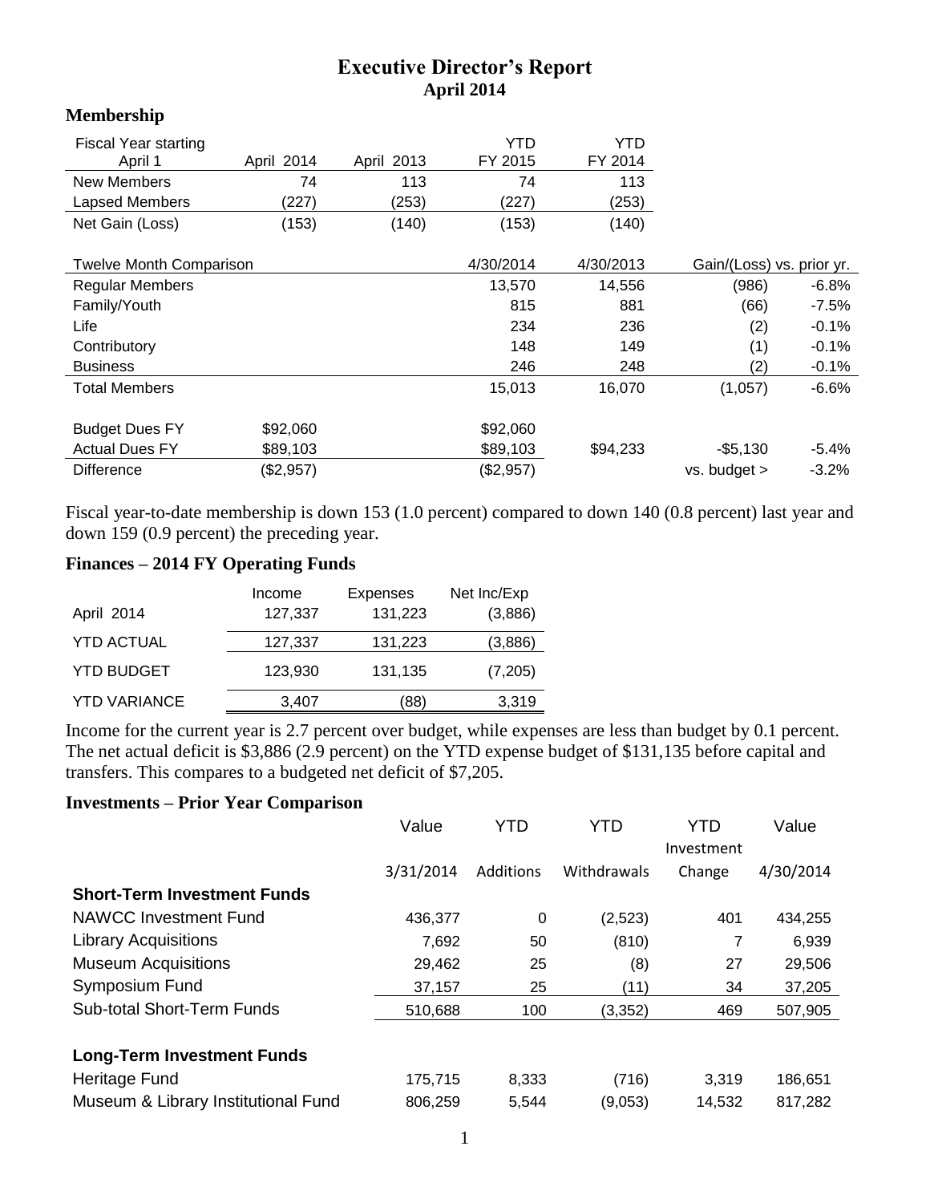# Executive Director's Report
## April 2014

### Membership

| Fiscal Year starting April 1 | April 2014 | April 2013 | YTD FY 2015 | YTD FY 2014 | | |
|---|---|---|---|---|---|---|
| New Members | 74 | 113 | 74 | 113 | | |
| Lapsed Members | (227) | (253) | (227) | (253) | | |
| Net Gain (Loss) | (153) | (140) | (153) | (140) | | |
| | | | | | | |
| Twelve Month Comparison | | | 4/30/2014 | 4/30/2013 | Gain/(Loss) vs. prior yr. | |
| Regular Members | | | 13,570 | 14,556 | (986) | -6.8% |
| Family/Youth | | | 815 | 881 | (66) | -7.5% |
| Life | | | 234 | 236 | (2) | -0.1% |
| Contributory | | | 148 | 149 | (1) | -0.1% |
| Business | | | 246 | 248 | (2) | -0.1% |
| Total Members | | | 15,013 | 16,070 | (1,057) | -6.6% |
| | | | | | | |
| Budget Dues FY | $92,060 | | $92,060 | | | |
| Actual Dues FY | $89,103 | | $89,103 | $94,233 | -$5,130 | -5.4% |
| Difference | ($2,957) | | ($2,957) | | vs. budget > | -3.2% |

Fiscal year-to-date membership is down 153 (1.0 percent) compared to down 140 (0.8 percent) last year and down 159 (0.9 percent) the preceding year.

### Finances – 2014 FY Operating Funds

| | Income | Expenses | Net Inc/Exp |
|---|---|---|---|
| April 2014 | 127,337 | 131,223 | (3,886) |
| YTD ACTUAL | 127,337 | 131,223 | (3,886) |
| YTD BUDGET | 123,930 | 131,135 | (7,205) |
| YTD VARIANCE | 3,407 | (88) | 3,319 |

Income for the current year is 2.7 percent over budget, while expenses are less than budget by 0.1 percent. The net actual deficit is $3,886 (2.9 percent) on the YTD expense budget of $131,135 before capital and transfers. This compares to a budgeted net deficit of $7,205.

### Investments – Prior Year Comparison

| | Value 3/31/2014 | YTD Additions | YTD Withdrawals | YTD Investment Change | Value 4/30/2014 |
|---|---|---|---|---|---|
| **Short-Term Investment Funds** | | | | | |
| NAWCC Investment Fund | 436,377 | 0 | (2,523) | 401 | 434,255 |
| Library Acquisitions | 7,692 | 50 | (810) | 7 | 6,939 |
| Museum Acquisitions | 29,462 | 25 | (8) | 27 | 29,506 |
| Symposium Fund | 37,157 | 25 | (11) | 34 | 37,205 |
| Sub-total Short-Term Funds | 510,688 | 100 | (3,352) | 469 | 507,905 |
| | | | | | |
| **Long-Term Investment Funds** | | | | | |
| Heritage Fund | 175,715 | 8,333 | (716) | 3,319 | 186,651 |
| Museum & Library Institutional Fund | 806,259 | 5,544 | (9,053) | 14,532 | 817,282 |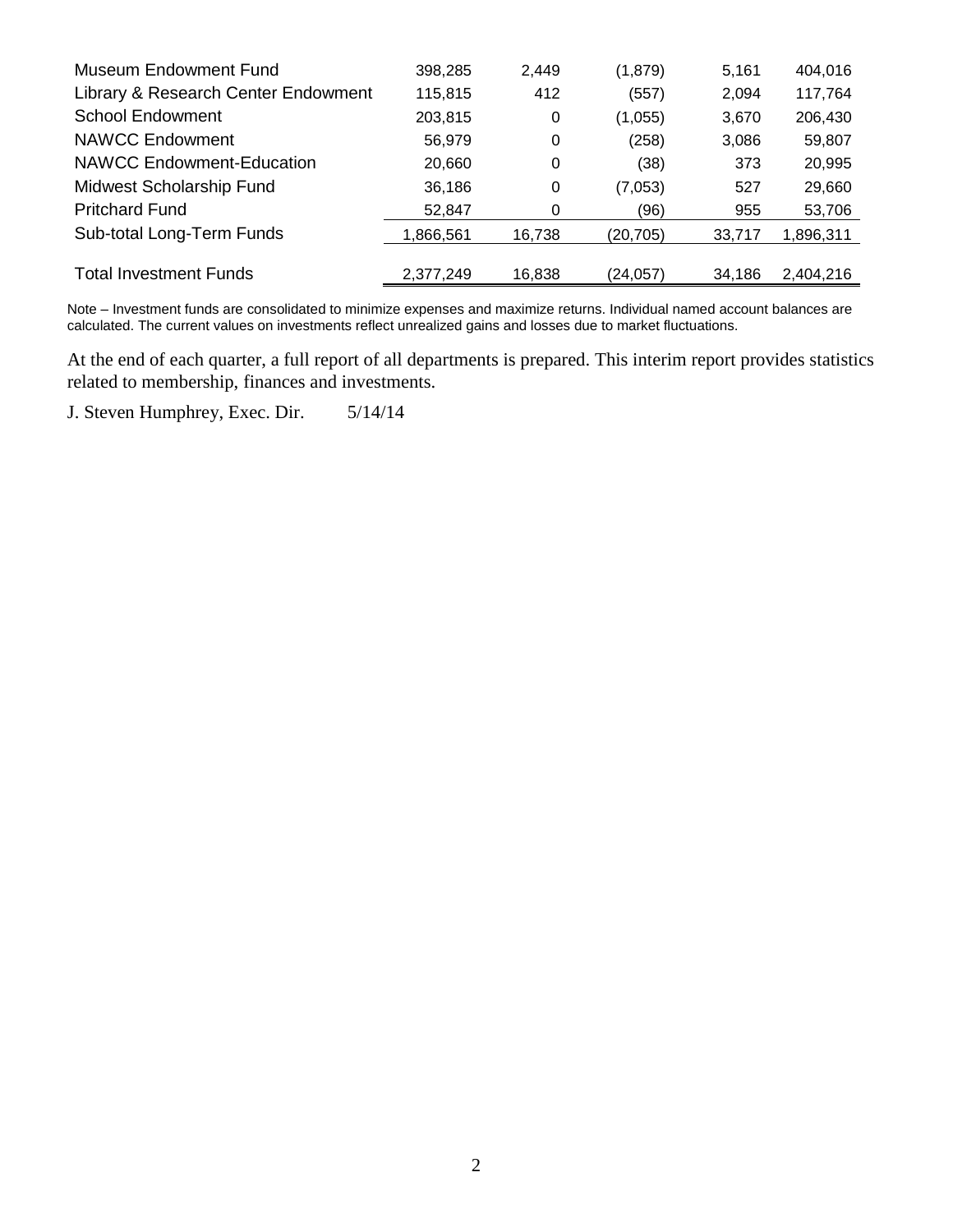| | | | | | |
|---|---|---|---|---|---|
| Museum Endowment Fund | 398,285 | 2,449 | (1,879) | 5,161 | 404,016 |
| Library & Research Center Endowment | 115,815 | 412 | (557) | 2,094 | 117,764 |
| School Endowment | 203,815 | 0 | (1,055) | 3,670 | 206,430 |
| NAWCC Endowment | 56,979 | 0 | (258) | 3,086 | 59,807 |
| NAWCC Endowment-Education | 20,660 | 0 | (38) | 373 | 20,995 |
| Midwest Scholarship Fund | 36,186 | 0 | (7,053) | 527 | 29,660 |
| Pritchard Fund | 52,847 | 0 | (96) | 955 | 53,706 |
| Sub-total Long-Term Funds | 1,866,561 | 16,738 | (20,705) | 33,717 | 1,896,311 |
| Total Investment Funds | 2,377,249 | 16,838 | (24,057) | 34,186 | 2,404,216 |

Note – Investment funds are consolidated to minimize expenses and maximize returns. Individual named account balances are calculated. The current values on investments reflect unrealized gains and losses due to market fluctuations.

At the end of each quarter, a full report of all departments is prepared. This interim report provides statistics related to membership, finances and investments.

J. Steven Humphrey, Exec. Dir. 5/14/14